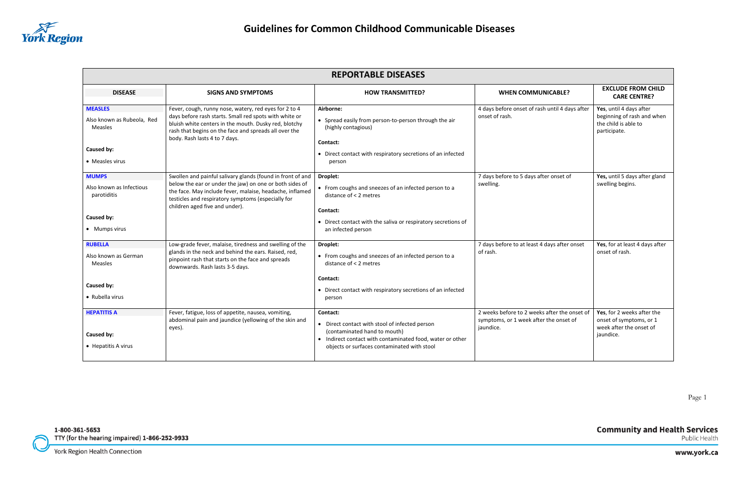# Guidelines for Common Childhood Communicable Diseases

## REPORTABLE DISEASES

| DISEASE | SIGNS AND SYMPTOMS | HOW TRANSMITTED? | WHEN COMMUNICABLE? | EXCLUDE FROM CHILD CARE CENTRE? |
|---|---|---|---|---|
| **MEASLES**<br>Also known as Rubeola, Red Measles<br>**Caused by:**<br>• Measles virus | Fever, cough, runny nose, watery, red eyes for 2 to 4 days before rash starts. Small red spots with white or bluish white centers in the mouth. Dusky red, blotchy rash that begins on the face and spreads all over the body. Rash lasts 4 to 7 days. | **Airborne:**<br>• Spread easily from person-to-person through the air (highly contagious)<br>**Contact:**<br>• Direct contact with respiratory secretions of an infected person | 4 days before onset of rash until 4 days after onset of rash. | **Yes**, until 4 days after beginning of rash and when the child is able to participate. |
| **MUMPS**<br>Also known as Infectious parotiditis<br>**Caused by:**<br>• Mumps virus | Swollen and painful salivary glands (found in front of and below the ear or under the jaw) on one or both sides of the face. May include fever, malaise, headache, inflamed testicles and respiratory symptoms (especially for children aged five and under). | **Droplet:**<br>• From coughs and sneezes of an infected person to a distance of < 2 metres<br>**Contact:**<br>• Direct contact with the saliva or respiratory secretions of an infected person | 7 days before to 5 days after onset of swelling. | **Yes,** until 5 days after gland swelling begins. |
| **RUBELLA**<br>Also known as German Measles<br>**Caused by:**<br>• Rubella virus | Low-grade fever, malaise, tiredness and swelling of the glands in the neck and behind the ears. Raised, red, pinpoint rash that starts on the face and spreads downwards. Rash lasts 3-5 days. | **Droplet:**<br>• From coughs and sneezes of an infected person to a distance of < 2 metres<br>**Contact:**<br>• Direct contact with respiratory secretions of an infected person | 7 days before to at least 4 days after onset of rash. | **Yes**, for at least 4 days after onset of rash. |
| **HEPATITIS A**<br>**Caused by:**<br>• Hepatitis A virus | Fever, fatigue, loss of appetite, nausea, vomiting, abdominal pain and jaundice (yellowing of the skin and eyes). | **Contact:**<br>• Direct contact with stool of infected person (contaminated hand to mouth)<br>• Indirect contact with contaminated food, water or other objects or surfaces contaminated with stool | 2 weeks before to 2 weeks after the onset of symptoms, or 1 week after the onset of jaundice. | **Yes**, for 2 weeks after the onset of symptoms, or 1 week after the onset of jaundice. |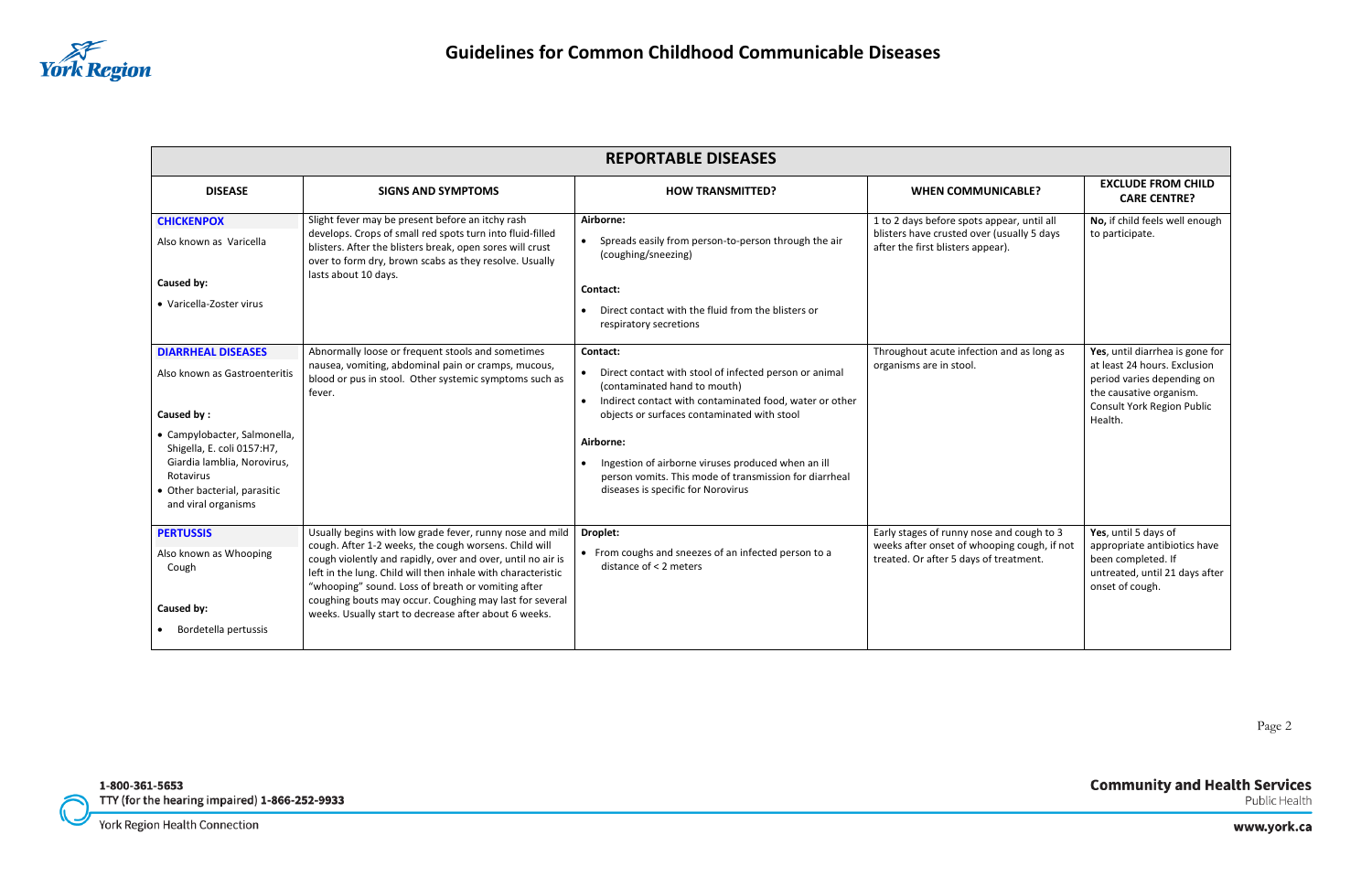# Guidelines for Common Childhood Communicable Diseases

| REPORTABLE DISEASES | | | | |
|---|---|---|---|---|
| **DISEASE** | **SIGNS AND SYMPTOMS** | **HOW TRANSMITTED?** | **WHEN COMMUNICABLE?** | **EXCLUDE FROM CHILD CARE CENTRE?** |
| **CHICKENPOX**<br>Also known as Varicella<br><br>**Caused by:**<br>• Varicella-Zoster virus | Slight fever may be present before an itchy rash develops. Crops of small red spots turn into fluid-filled blisters. After the blisters break, open sores will crust over to form dry, brown scabs as they resolve. Usually lasts about 10 days. | **Airborne:**<br>• Spreads easily from person-to-person through the air (coughing/sneezing)<br><br>**Contact:**<br>• Direct contact with the fluid from the blisters or respiratory secretions | 1 to 2 days before spots appear, until all blisters have crusted over (usually 5 days after the first blisters appear). | **No,** if child feels well enough to participate. |
| **DIARRHEAL DISEASES**<br>Also known as Gastroenteritis<br><br>**Caused by :**<br>• Campylobacter, Salmonella, Shigella, E. coli 0157:H7, Giardia lamblia, Norovirus, Rotavirus<br>• Other bacterial, parasitic and viral organisms | Abnormally loose or frequent stools and sometimes nausea, vomiting, abdominal pain or cramps, mucous, blood or pus in stool. Other systemic symptoms such as fever. | **Contact:**<br>• Direct contact with stool of infected person or animal (contaminated hand to mouth)<br>• Indirect contact with contaminated food, water or other objects or surfaces contaminated with stool<br><br>**Airborne:**<br>• Ingestion of airborne viruses produced when an ill person vomits. This mode of transmission for diarrheal diseases is specific for Norovirus | Throughout acute infection and as long as organisms are in stool. | **Yes**, until diarrhea is gone for at least 24 hours. Exclusion period varies depending on the causative organism. Consult York Region Public Health. |
| **PERTUSSIS**<br>Also known as Whooping Cough<br><br>**Caused by:**<br>• Bordetella pertussis | Usually begins with low grade fever, runny nose and mild cough. After 1-2 weeks, the cough worsens. Child will cough violently and rapidly, over and over, until no air is left in the lung. Child will then inhale with characteristic "whooping" sound. Loss of breath or vomiting after coughing bouts may occur. Coughing may last for several weeks. Usually start to decrease after about 6 weeks. | **Droplet:**<br>• From coughs and sneezes of an infected person to a distance of < 2 meters | Early stages of runny nose and cough to 3 weeks after onset of whooping cough, if not treated. Or after 5 days of treatment. | **Yes**, until 5 days of appropriate antibiotics have been completed. If untreated, until 21 days after onset of cough. |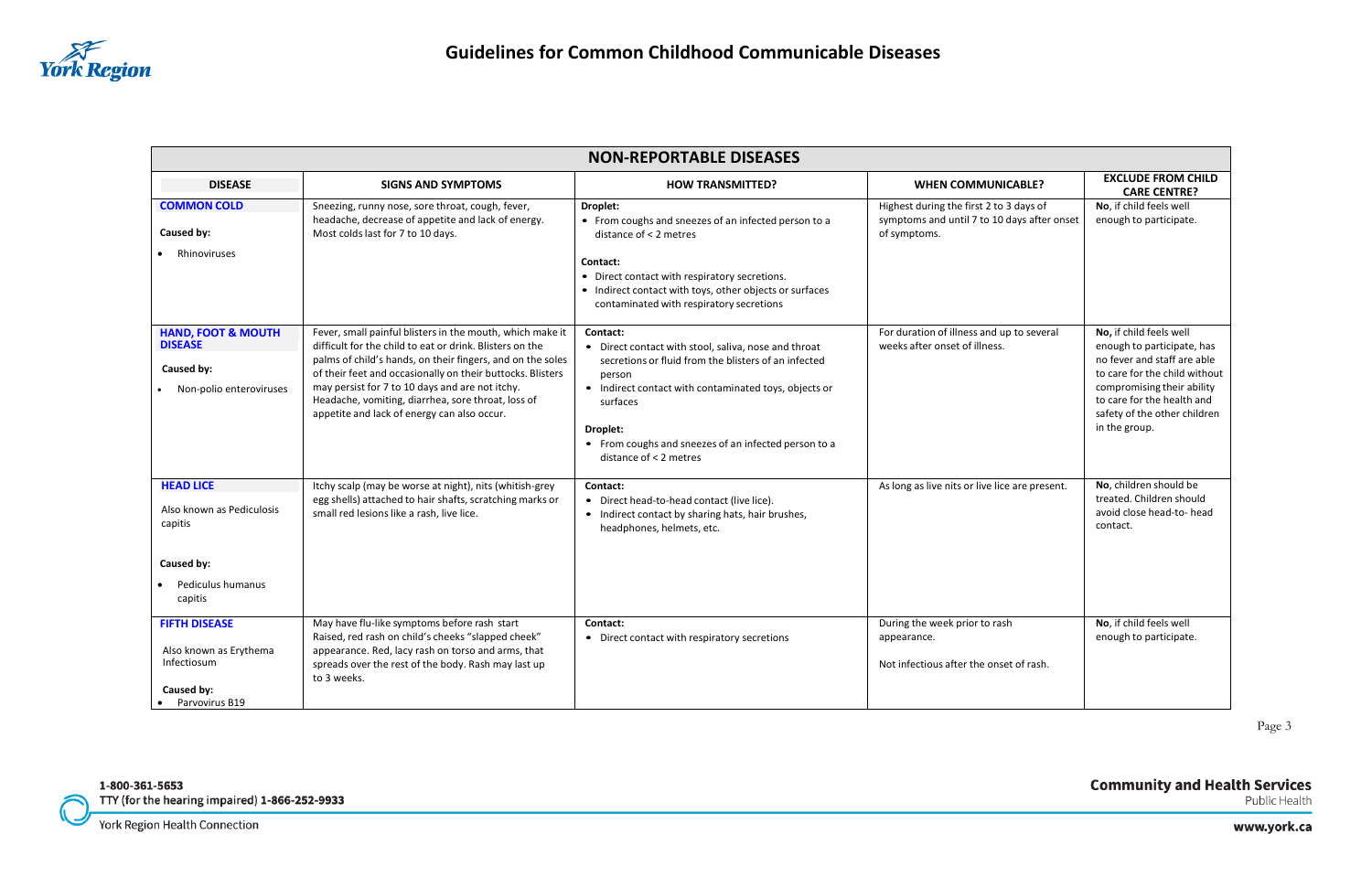# Guidelines for Common Childhood Communicable Diseases

| NON-REPORTABLE DISEASES | | | | |
|---|---|---|---|---|
| **DISEASE** | **SIGNS AND SYMPTOMS** | **HOW TRANSMITTED?** | **WHEN COMMUNICABLE?** | **EXCLUDE FROM CHILD CARE CENTRE?** |
| **COMMON COLD**<br><br>**Caused by:**<br>• Rhinoviruses | Sneezing, runny nose, sore throat, cough, fever, headache, decrease of appetite and lack of energy. Most colds last for 7 to 10 days. | **Droplet:**<br>• From coughs and sneezes of an infected person to a distance of < 2 metres<br><br>**Contact:**<br>• Direct contact with respiratory secretions.<br>• Indirect contact with toys, other objects or surfaces contaminated with respiratory secretions | Highest during the first 2 to 3 days of symptoms and until 7 to 10 days after onset of symptoms. | **No**, if child feels well enough to participate. |
| **HAND, FOOT & MOUTH DISEASE**<br><br>**Caused by:**<br>• Non-polio enteroviruses | Fever, small painful blisters in the mouth, which make it difficult for the child to eat or drink. Blisters on the palms of child's hands, on their fingers, and on the soles of their feet and occasionally on their buttocks. Blisters may persist for 7 to 10 days and are not itchy. Headache, vomiting, diarrhea, sore throat, loss of appetite and lack of energy can also occur. | **Contact:**<br>• Direct contact with stool, saliva, nose and throat secretions or fluid from the blisters of an infected person<br>• Indirect contact with contaminated toys, objects or surfaces<br><br>**Droplet:**<br>• From coughs and sneezes of an infected person to a distance of < 2 metres | For duration of illness and up to several weeks after onset of illness. | **No,** if child feels well enough to participate, has no fever and staff are able to care for the child without compromising their ability to care for the health and safety of the other children in the group. |
| **HEAD LICE**<br><br>Also known as Pediculosis capitis<br><br>**Caused by:**<br>• Pediculus humanus capitis | Itchy scalp (may be worse at night), nits (whitish-grey egg shells) attached to hair shafts, scratching marks or small red lesions like a rash, live lice. | **Contact:**<br>• Direct head-to-head contact (live lice).<br>• Indirect contact by sharing hats, hair brushes, headphones, helmets, etc. | As long as live nits or live lice are present. | **No**, children should be treated. Children should avoid close head-to- head contact. |
| **FIFTH DISEASE**<br><br>Also known as Erythema Infectiosum<br><br>**Caused by:**<br>• Parvovirus B19 | May have flu-like symptoms before rash start Raised, red rash on child's cheeks "slapped cheek" appearance. Red, lacy rash on torso and arms, that spreads over the rest of the body. Rash may last up to 3 weeks. | **Contact:**<br>• Direct contact with respiratory secretions | During the week prior to rash appearance.<br><br>Not infectious after the onset of rash. | **No**, if child feels well enough to participate. |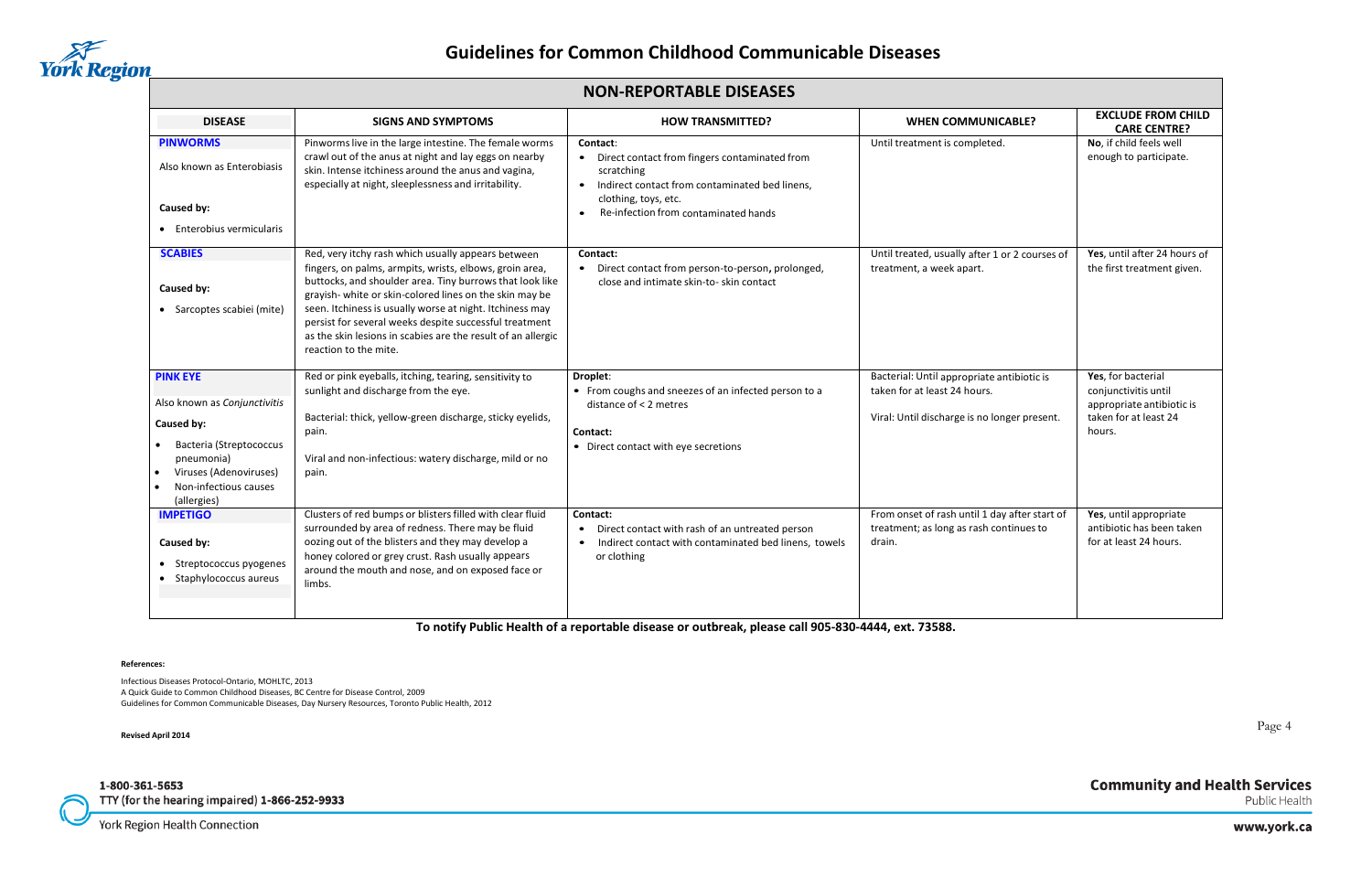# Guidelines for Common Childhood Communicable Diseases

## NON-REPORTABLE DISEASES

| DISEASE | SIGNS AND SYMPTOMS | HOW TRANSMITTED? | WHEN COMMUNICABLE? | EXCLUDE FROM CHILD CARE CENTRE? |
|---|---|---|---|---|
| **PINWORMS**<br>Also known as Enterobiasis<br>**Caused by:**<br>• Enterobius vermicularis | Pinworms live in the large intestine. The female worms crawl out of the anus at night and lay eggs on nearby skin. Intense itchiness around the anus and vagina, especially at night, sleeplessness and irritability. | **Contact**:<br>• Direct contact from fingers contaminated from scratching<br>• Indirect contact from contaminated bed linens, clothing, toys, etc.<br>• Re-infection from contaminated hands | Until treatment is completed. | **No**, if child feels well enough to participate. |
| **SCABIES**<br>**Caused by:**<br>• Sarcoptes scabiei (mite) | Red, very itchy rash which usually appears between fingers, on palms, armpits, wrists, elbows, groin area, buttocks, and shoulder area. Tiny burrows that look like grayish- white or skin-colored lines on the skin may be seen. Itchiness is usually worse at night. Itchiness may persist for several weeks despite successful treatment as the skin lesions in scabies are the result of an allergic reaction to the mite. | **Contact:**<br>• Direct contact from person-to-person, prolonged, close and intimate skin-to- skin contact | Until treated, usually after 1 or 2 courses of treatment, a week apart. | **Yes**, until after 24 hours of the first treatment given. |
| **PINK EYE**<br>Also known as *Conjunctivitis*<br>**Caused by:**<br>• Bacteria (Streptococcus pneumonia)<br>• Viruses (Adenoviruses)<br>• Non-infectious causes (allergies) | Red or pink eyeballs, itching, tearing, sensitivity to sunlight and discharge from the eye.<br><br>Bacterial: thick, yellow-green discharge, sticky eyelids, pain.<br><br>Viral and non-infectious: watery discharge, mild or no pain. | **Droplet**:<br>• From coughs and sneezes of an infected person to a distance of < 2 metres<br><br>**Contact:**<br>• Direct contact with eye secretions | Bacterial: Until appropriate antibiotic is taken for at least 24 hours.<br><br>Viral: Until discharge is no longer present. | **Yes**, for bacterial conjunctivitis until appropriate antibiotic is taken for at least 24 hours. |
| **IMPETIGO**<br>**Caused by:**<br>• Streptococcus pyogenes<br>• Staphylococcus aureus | Clusters of red bumps or blisters filled with clear fluid surrounded by area of redness. There may be fluid oozing out of the blisters and they may develop a honey colored or grey crust. Rash usually appears around the mouth and nose, and on exposed face or limbs. | **Contact:**<br>• Direct contact with rash of an untreated person<br>• Indirect contact with contaminated bed linens, towels or clothing | From onset of rash until 1 day after start of treatment; as long as rash continues to drain. | **Yes**, until appropriate antibiotic has been taken for at least 24 hours. |

**To notify Public Health of a reportable disease or outbreak, please call 905-830-4444, ext. 73588.**

**References:**

Infectious Diseases Protocol-Ontario, MOHLTC, 2013
A Quick Guide to Common Childhood Diseases, BC Centre for Disease Control, 2009
Guidelines for Common Communicable Diseases, Day Nursery Resources, Toronto Public Health, 2012

**Revised April 2014**

1-800-361-5653
TTY (for the hearing impaired) 1-866-252-9933
York Region Health Connection

**Community and Health Services**
Public Health

**www.york.ca**